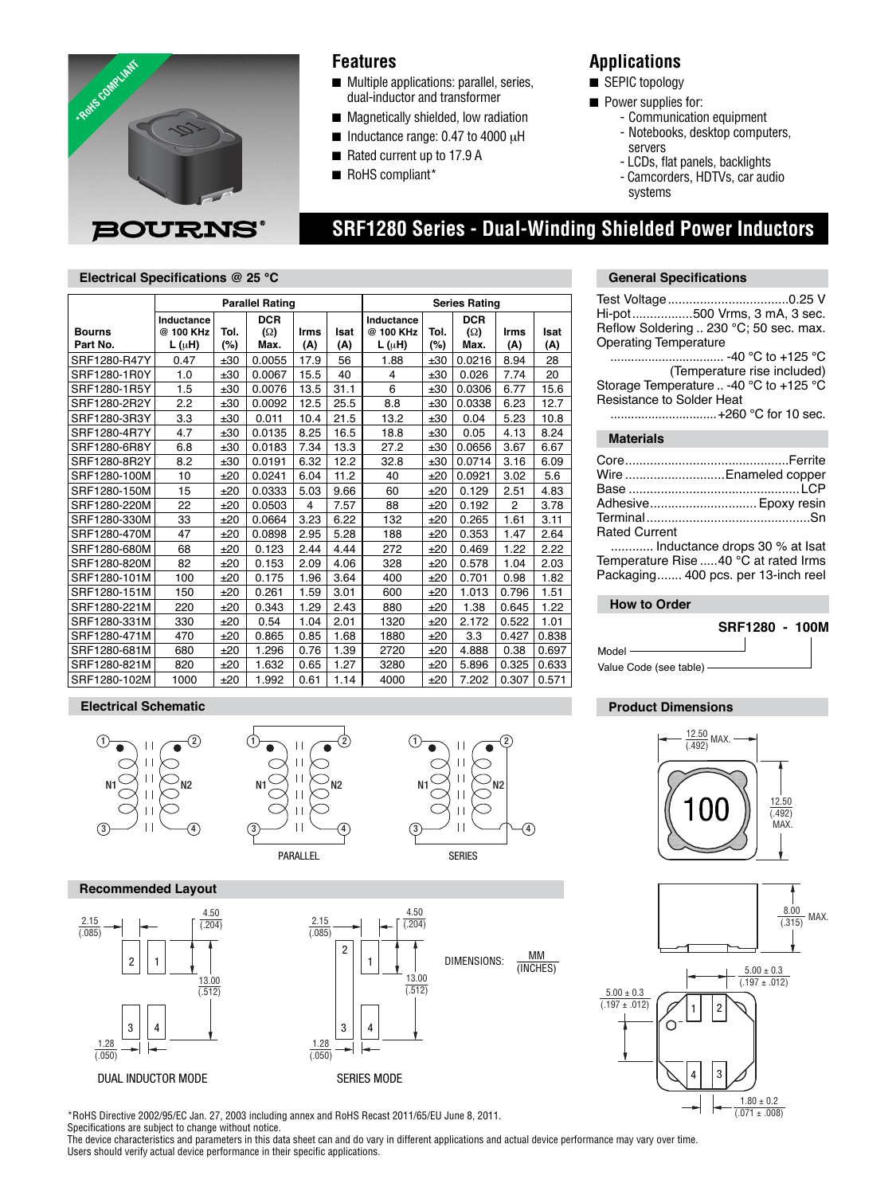*RoHS COMPLIANT

BOURNS®

## Features

- Multiple applications: parallel, series, dual-inductor and transformer
- Magnetically shielded, low radiation
- Inductance range: 0.47 to 4000 μH
- Rated current up to 17.9 A
- RoHS compliant*

## Applications

- SEPIC topology
- Power supplies for:
  - Communication equipment
  - Notebooks, desktop computers, servers
  - LCDs, flat panels, backlights
  - Camcorders, HDTVs, car audio systems

# SRF1280 Series - Dual-Winding Shielded Power Inductors

### Electrical Specifications @ 25 °C

| | Parallel Rating | | | | | Series Rating | | | | |
|---|---|---|---|---|---|---|---|---|---|---|
| Bourns Part No. | Inductance @ 100 KHz L (μH) | Tol. (%) | DCR (Ω) Max. | Irms (A) | Isat (A) | Inductance @ 100 KHz L (μH) | Tol. (%) | DCR (Ω) Max. | Irms (A) | Isat (A) |
| SRF1280-R47Y | 0.47 | ±30 | 0.0055 | 17.9 | 56 | 1.88 | ±30 | 0.0216 | 8.94 | 28 |
| SRF1280-1R0Y | 1.0 | ±30 | 0.0067 | 15.5 | 40 | 4 | ±30 | 0.026 | 7.74 | 20 |
| SRF1280-1R5Y | 1.5 | ±30 | 0.0076 | 13.5 | 31.1 | 6 | ±30 | 0.0306 | 6.77 | 15.6 |
| SRF1280-2R2Y | 2.2 | ±30 | 0.0092 | 12.5 | 25.5 | 8.8 | ±30 | 0.0338 | 6.23 | 12.7 |
| SRF1280-3R3Y | 3.3 | ±30 | 0.011 | 10.4 | 21.5 | 13.2 | ±30 | 0.04 | 5.23 | 10.8 |
| SRF1280-4R7Y | 4.7 | ±30 | 0.0135 | 8.25 | 16.5 | 18.8 | ±30 | 0.05 | 4.13 | 8.24 |
| SRF1280-6R8Y | 6.8 | ±30 | 0.0183 | 7.34 | 13.3 | 27.2 | ±30 | 0.0656 | 3.67 | 6.67 |
| SRF1280-8R2Y | 8.2 | ±30 | 0.0191 | 6.32 | 12.2 | 32.8 | ±30 | 0.0714 | 3.16 | 6.09 |
| SRF1280-100M | 10 | ±20 | 0.0241 | 6.04 | 11.2 | 40 | ±20 | 0.0921 | 3.02 | 5.6 |
| SRF1280-150M | 15 | ±20 | 0.0333 | 5.03 | 9.66 | 60 | ±20 | 0.129 | 2.51 | 4.83 |
| SRF1280-220M | 22 | ±20 | 0.0503 | 4 | 7.57 | 88 | ±20 | 0.192 | 2 | 3.78 |
| SRF1280-330M | 33 | ±20 | 0.0664 | 3.23 | 6.22 | 132 | ±20 | 0.265 | 1.61 | 3.11 |
| SRF1280-470M | 47 | ±20 | 0.0898 | 2.95 | 5.28 | 188 | ±20 | 0.353 | 1.47 | 2.64 |
| SRF1280-680M | 68 | ±20 | 0.123 | 2.44 | 4.44 | 272 | ±20 | 0.469 | 1.22 | 2.22 |
| SRF1280-820M | 82 | ±20 | 0.153 | 2.09 | 4.06 | 328 | ±20 | 0.578 | 1.04 | 2.03 |
| SRF1280-101M | 100 | ±20 | 0.175 | 1.96 | 3.64 | 400 | ±20 | 0.701 | 0.98 | 1.82 |
| SRF1280-151M | 150 | ±20 | 0.261 | 1.59 | 3.01 | 600 | ±20 | 1.013 | 0.796 | 1.51 |
| SRF1280-221M | 220 | ±20 | 0.343 | 1.29 | 2.43 | 880 | ±20 | 1.38 | 0.645 | 1.22 |
| SRF1280-331M | 330 | ±20 | 0.54 | 1.04 | 2.01 | 1320 | ±20 | 2.172 | 0.522 | 1.01 |
| SRF1280-471M | 470 | ±20 | 0.865 | 0.85 | 1.68 | 1880 | ±20 | 3.3 | 0.427 | 0.838 |
| SRF1280-681M | 680 | ±20 | 1.296 | 0.76 | 1.39 | 2720 | ±20 | 4.888 | 0.38 | 0.697 |
| SRF1280-821M | 820 | ±20 | 1.632 | 0.65 | 1.27 | 3280 | ±20 | 5.896 | 0.325 | 0.633 |
| SRF1280-102M | 1000 | ±20 | 1.992 | 0.61 | 1.14 | 4000 | ±20 | 7.202 | 0.307 | 0.571 |

### General Specifications

Test Voltage ..................................0.25 V
Hi-pot .................500 Vrms, 3 mA, 3 sec.
Reflow Soldering .. 230 °C; 50 sec. max.
Operating Temperature
................................. -40 °C to +125 °C
(Temperature rise included)
Storage Temperature .. -40 °C to +125 °C
Resistance to Solder Heat
...............................+260 °C for 10 sec.

### Materials

Core..............................................Ferrite
Wire ............................Enameled copper
Base ................................................LCP
Adhesive.............................. Epoxy resin
Terminal..............................................Sn
Rated Current
............ Inductance drops 30 % at Isat
Temperature Rise .....40 °C at rated Irms
Packaging....... 400 pcs. per 13-inch reel

### How to Order

SRF1280 - 100M

Model

Value Code (see table)

### Electrical Schematic

1 2 N1 N2 3 4

PARALLEL

SERIES

### Product Dimensions

12.50 (.492) MAX.

12.50 (.492) MAX.

100

8.00 (.315) MAX.

5.00 ± 0.3 (.197 ± .012)

5.00 ± 0.3 (.197 ± .012)

1.80 ± 0.2 (.071 ± .008)

### Recommended Layout

2.15 (.085)

4.50 (.204)

13.00 (.512)

1.28 (.050)

DUAL INDUCTOR MODE

SERIES MODE

DIMENSIONS: MM (INCHES)

*RoHS Directive 2002/95/EC Jan. 27, 2003 including annex and RoHS Recast 2011/65/EU June 8, 2011.
Specifications are subject to change without notice.
The device characteristics and parameters in this data sheet can and do vary in different applications and actual device performance may vary over time.
Users should verify actual device performance in their specific applications.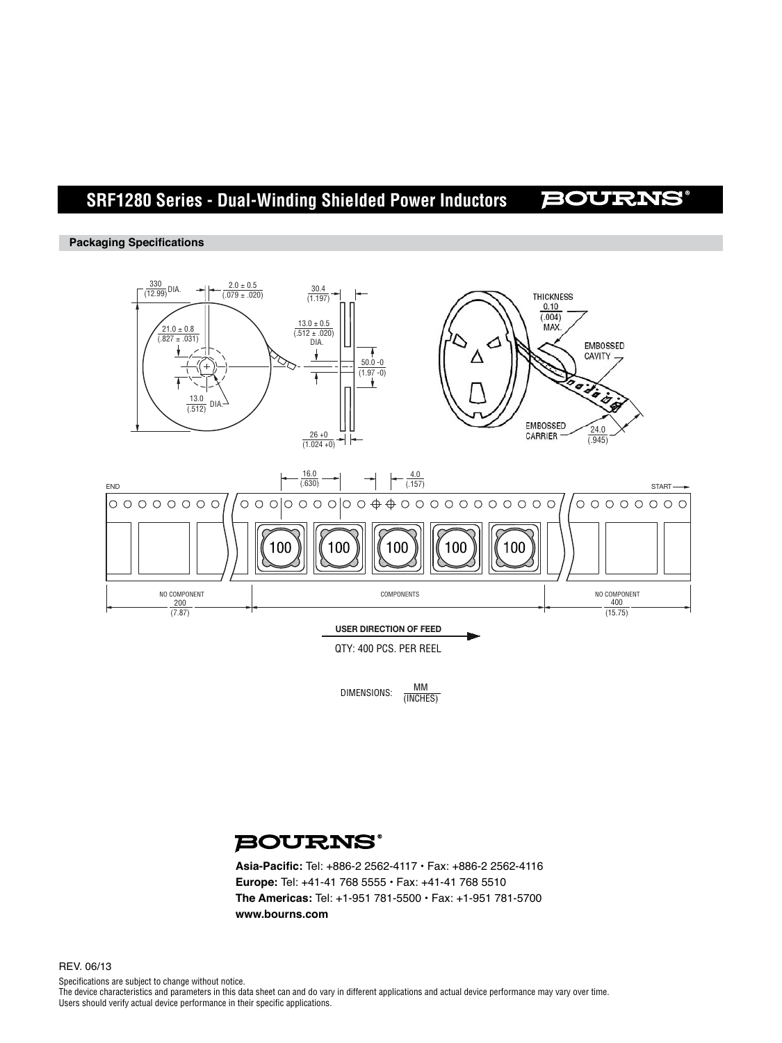# SRF1280 Series - Dual-Winding Shielded Power Inductors

## Packaging Specifications

330
(12.99) DIA.

2.0 ± 0.5
(.079 ± .020)

21.0 ± 0.8
(.827 ± .031)

13.0
(.512) DIA.

30.4
(1.197)

13.0 ± 0.5
(.512 ± .020)
DIA.

50.0 -0
(1.97 -0)

26 +0
(1.024 +0)

THICKNESS
0.10
(.004)
MAX.

EMBOSSED
CAVITY

EMBOSSED
CARRIER

24.0
(.945)

16.0
(.630)

4.0
(.157)

END

START

100 100 100 100 100

NO COMPONENT
200
(7.87)

COMPONENTS

NO COMPONENT
400
(15.75)

**USER DIRECTION OF FEED**

QTY: 400 PCS. PER REEL

DIMENSIONS: MM / (INCHES)

**Asia-Pacific:** Tel: +886-2 2562-4117 • Fax: +886-2 2562-4116
**Europe:** Tel: +41-41 768 5555 • Fax: +41-41 768 5510
**The Americas:** Tel: +1-951 781-5500 • Fax: +1-951 781-5700
**www.bourns.com**

REV. 06/13

Specifications are subject to change without notice.
The device characteristics and parameters in this data sheet can and do vary in different applications and actual device performance may vary over time.
Users should verify actual device performance in their specific applications.